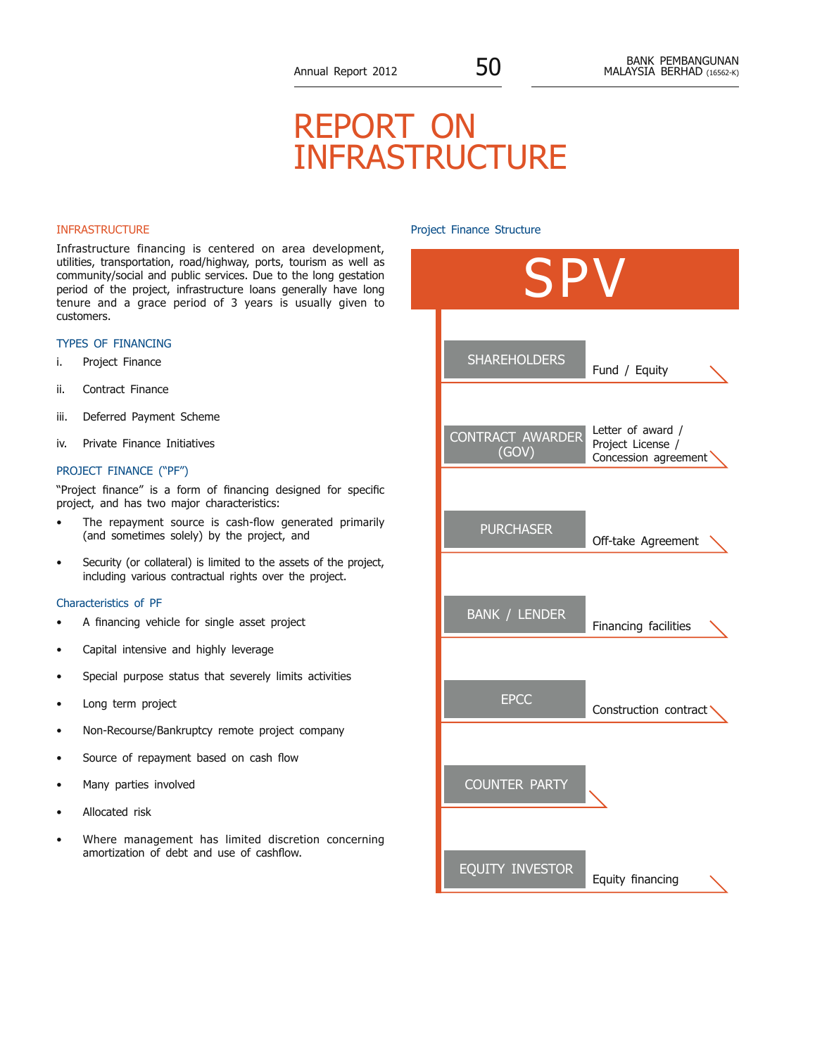# REPORT ON INFRASTRUCTURE

## INFRASTRUCTURE

Infrastructure financing is centered on area development, utilities, transportation, road/highway, ports, tourism as well as community/social and public services. Due to the long gestation period of the project, infrastructure loans generally have long tenure and a grace period of 3 years is usually given to customers.

### TYPES OF FINANCING

i. Project Finance

ii. Contract Finance

iii. Deferred Payment Scheme

iv. Private Finance Initiatives

### PROJECT FINANCE ("PF")

"Project finance" is a form of financing designed for specific project, and has two major characteristics:

- The repayment source is cash-flow generated primarily (and sometimes solely) by the project, and
- Security (or collateral) is limited to the assets of the project, including various contractual rights over the project.

### Characteristics of PF

- A financing vehicle for single asset project
- Capital intensive and highly leverage
- Special purpose status that severely limits activities
- Long term project
- Non-Recourse/Bankruptcy remote project company
- Source of repayment based on cash flow
- Many parties involved
- Allocated risk
- Where management has limited discretion concerning amortization of debt and use of cashflow.

### Project Finance Structure

**SPV**

| Party | Relationship |
|---|---|
| SHAREHOLDERS | Fund / Equity |
| CONTRACT AWARDER (GOV) | Letter of award / Project License / Concession agreement |
| PURCHASER | Off-take Agreement |
| BANK / LENDER | Financing facilities |
| EPCC | Construction contract |
| COUNTER PARTY | |
| EQUITY INVESTOR | Equity financing |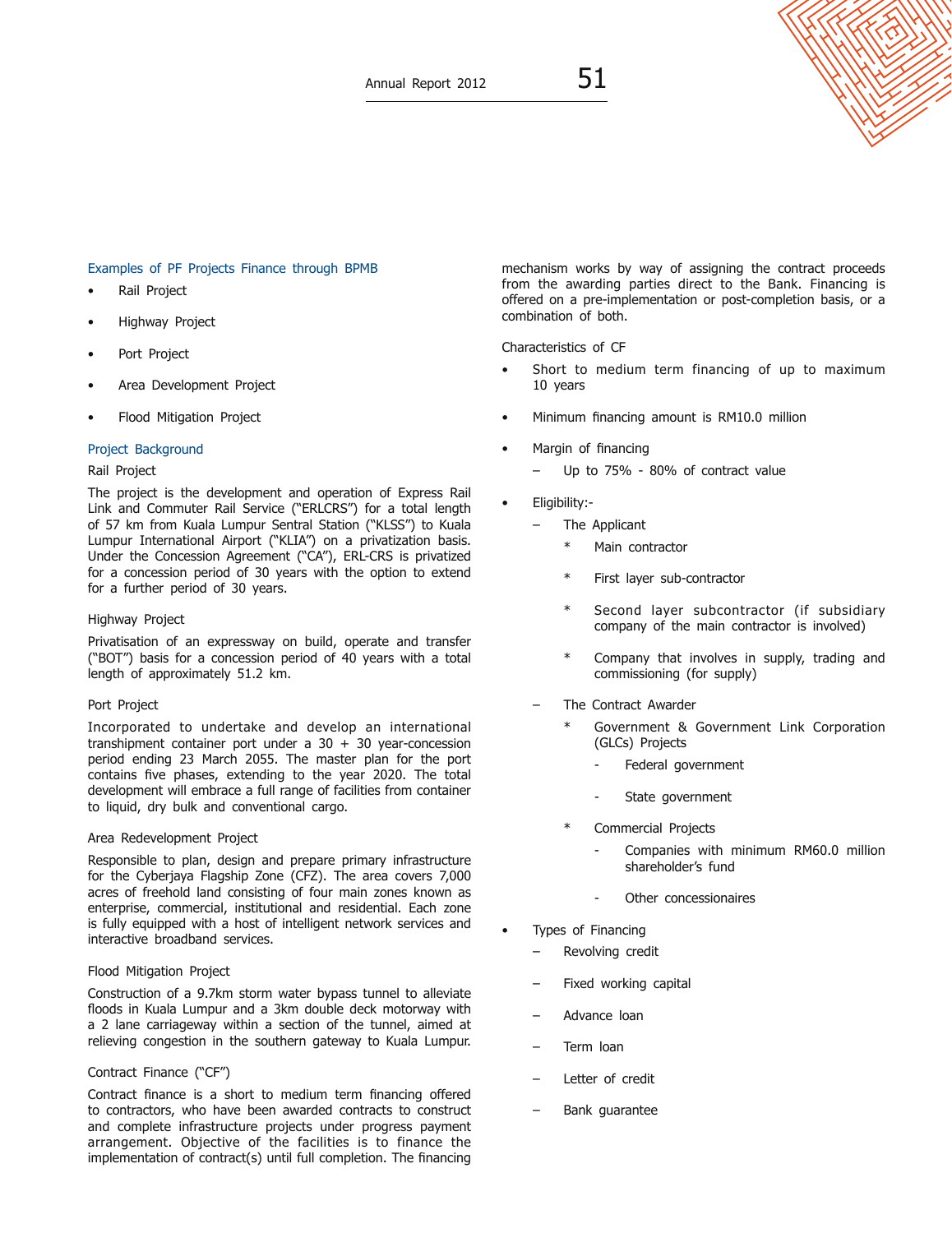### Examples of PF Projects Finance through BPMB

- Rail Project
- Highway Project
- Port Project
- Area Development Project
- Flood Mitigation Project

### Project Background

#### Rail Project

The project is the development and operation of Express Rail Link and Commuter Rail Service ("ERLCRS") for a total length of 57 km from Kuala Lumpur Sentral Station ("KLSS") to Kuala Lumpur International Airport ("KLIA") on a privatization basis. Under the Concession Agreement ("CA"), ERL-CRS is privatized for a concession period of 30 years with the option to extend for a further period of 30 years.

#### Highway Project

Privatisation of an expressway on build, operate and transfer ("BOT") basis for a concession period of 40 years with a total length of approximately 51.2 km.

#### Port Project

Incorporated to undertake and develop an international transhipment container port under a 30 + 30 year-concession period ending 23 March 2055. The master plan for the port contains five phases, extending to the year 2020. The total development will embrace a full range of facilities from container to liquid, dry bulk and conventional cargo.

#### Area Redevelopment Project

Responsible to plan, design and prepare primary infrastructure for the Cyberjaya Flagship Zone (CFZ). The area covers 7,000 acres of freehold land consisting of four main zones known as enterprise, commercial, institutional and residential. Each zone is fully equipped with a host of intelligent network services and interactive broadband services.

#### Flood Mitigation Project

Construction of a 9.7km storm water bypass tunnel to alleviate floods in Kuala Lumpur and a 3km double deck motorway with a 2 lane carriageway within a section of the tunnel, aimed at relieving congestion in the southern gateway to Kuala Lumpur.

#### Contract Finance ("CF")

Contract finance is a short to medium term financing offered to contractors, who have been awarded contracts to construct and complete infrastructure projects under progress payment arrangement. Objective of the facilities is to finance the implementation of contract(s) until full completion. The financing mechanism works by way of assigning the contract proceeds from the awarding parties direct to the Bank. Financing is offered on a pre-implementation or post-completion basis, or a combination of both.

#### Characteristics of CF

- Short to medium term financing of up to maximum 10 years
- Minimum financing amount is RM10.0 million
- Margin of financing
  - Up to 75% - 80% of contract value
- Eligibility:-
  - The Applicant
    - Main contractor
    - First layer sub-contractor
    - Second layer subcontractor (if subsidiary company of the main contractor is involved)
    - Company that involves in supply, trading and commissioning (for supply)
  - The Contract Awarder
    - Government & Government Link Corporation (GLCs) Projects
      - Federal government
      - State government
    - Commercial Projects
      - Companies with minimum RM60.0 million shareholder's fund
      - Other concessionaires
- Types of Financing
  - Revolving credit
  - Fixed working capital
  - Advance loan
  - Term loan
  - Letter of credit
  - Bank guarantee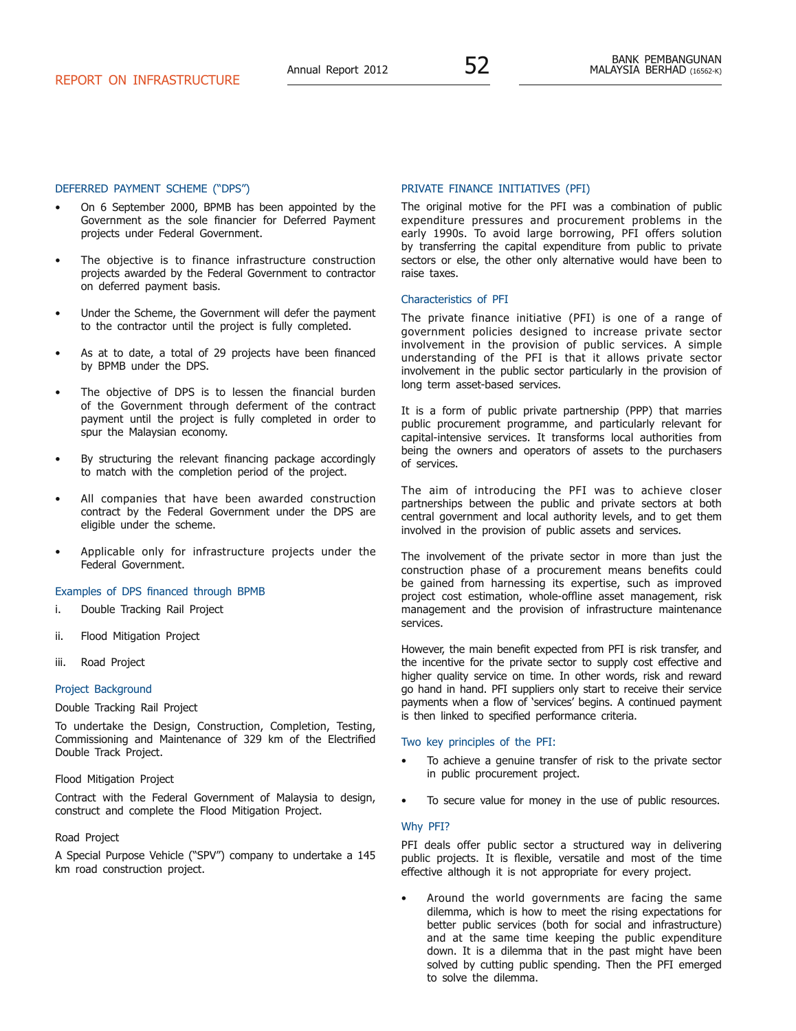## DEFERRED PAYMENT SCHEME ("DPS")

- On 6 September 2000, BPMB has been appointed by the Government as the sole financier for Deferred Payment projects under Federal Government.
- The objective is to finance infrastructure construction projects awarded by the Federal Government to contractor on deferred payment basis.
- Under the Scheme, the Government will defer the payment to the contractor until the project is fully completed.
- As at to date, a total of 29 projects have been financed by BPMB under the DPS.
- The objective of DPS is to lessen the financial burden of the Government through deferment of the contract payment until the project is fully completed in order to spur the Malaysian economy.
- By structuring the relevant financing package accordingly to match with the completion period of the project.
- All companies that have been awarded construction contract by the Federal Government under the DPS are eligible under the scheme.
- Applicable only for infrastructure projects under the Federal Government.

### Examples of DPS financed through BPMB

i. Double Tracking Rail Project

ii. Flood Mitigation Project

iii. Road Project

### Project Background

Double Tracking Rail Project

To undertake the Design, Construction, Completion, Testing, Commissioning and Maintenance of 329 km of the Electrified Double Track Project.

Flood Mitigation Project

Contract with the Federal Government of Malaysia to design, construct and complete the Flood Mitigation Project.

Road Project

A Special Purpose Vehicle ("SPV") company to undertake a 145 km road construction project.

## PRIVATE FINANCE INITIATIVES (PFI)

The original motive for the PFI was a combination of public expenditure pressures and procurement problems in the early 1990s. To avoid large borrowing, PFI offers solution by transferring the capital expenditure from public to private sectors or else, the other only alternative would have been to raise taxes.

### Characteristics of PFI

The private finance initiative (PFI) is one of a range of government policies designed to increase private sector involvement in the provision of public services. A simple understanding of the PFI is that it allows private sector involvement in the public sector particularly in the provision of long term asset-based services.

It is a form of public private partnership (PPP) that marries public procurement programme, and particularly relevant for capital-intensive services. It transforms local authorities from being the owners and operators of assets to the purchasers of services.

The aim of introducing the PFI was to achieve closer partnerships between the public and private sectors at both central government and local authority levels, and to get them involved in the provision of public assets and services.

The involvement of the private sector in more than just the construction phase of a procurement means benefits could be gained from harnessing its expertise, such as improved project cost estimation, whole-offline asset management, risk management and the provision of infrastructure maintenance services.

However, the main benefit expected from PFI is risk transfer, and the incentive for the private sector to supply cost effective and higher quality service on time. In other words, risk and reward go hand in hand. PFI suppliers only start to receive their service payments when a flow of 'services' begins. A continued payment is then linked to specified performance criteria.

### Two key principles of the PFI:

- To achieve a genuine transfer of risk to the private sector in public procurement project.
- To secure value for money in the use of public resources.

### Why PFI?

PFI deals offer public sector a structured way in delivering public projects. It is flexible, versatile and most of the time effective although it is not appropriate for every project.

- Around the world governments are facing the same dilemma, which is how to meet the rising expectations for better public services (both for social and infrastructure) and at the same time keeping the public expenditure down. It is a dilemma that in the past might have been solved by cutting public spending. Then the PFI emerged to solve the dilemma.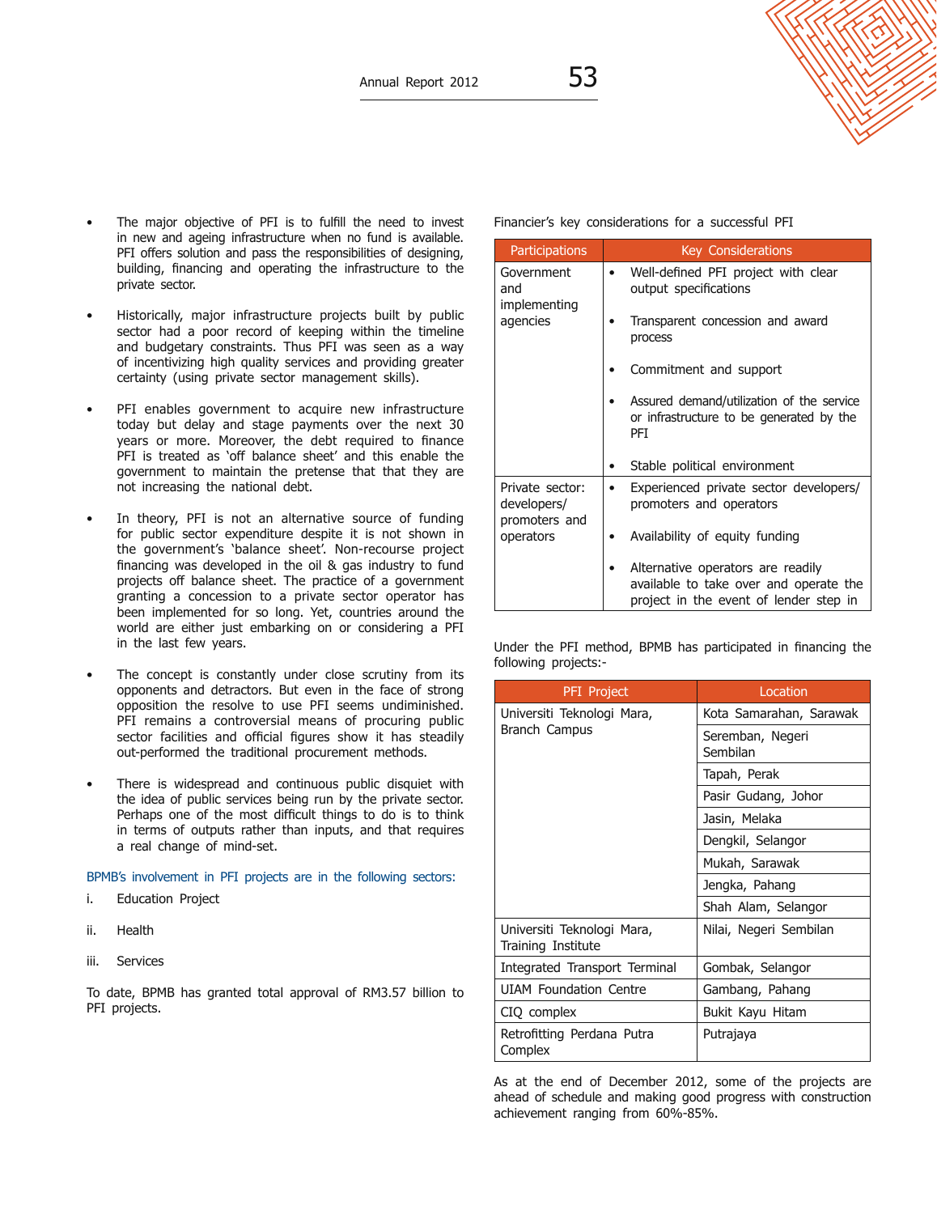- The major objective of PFI is to fulfill the need to invest in new and ageing infrastructure when no fund is available. PFI offers solution and pass the responsibilities of designing, building, financing and operating the infrastructure to the private sector.

- Historically, major infrastructure projects built by public sector had a poor record of keeping within the timeline and budgetary constraints. Thus PFI was seen as a way of incentivizing high quality services and providing greater certainty (using private sector management skills).

- PFI enables government to acquire new infrastructure today but delay and stage payments over the next 30 years or more. Moreover, the debt required to finance PFI is treated as 'off balance sheet' and this enable the government to maintain the pretense that that they are not increasing the national debt.

- In theory, PFI is not an alternative source of funding for public sector expenditure despite it is not shown in the government's 'balance sheet'. Non-recourse project financing was developed in the oil & gas industry to fund projects off balance sheet. The practice of a government granting a concession to a private sector operator has been implemented for so long. Yet, countries around the world are either just embarking on or considering a PFI in the last few years.

- The concept is constantly under close scrutiny from its opponents and detractors. But even in the face of strong opposition the resolve to use PFI seems undiminished. PFI remains a controversial means of procuring public sector facilities and official figures show it has steadily out-performed the traditional procurement methods.

- There is widespread and continuous public disquiet with the idea of public services being run by the private sector. Perhaps one of the most difficult things to do is to think in terms of outputs rather than inputs, and that requires a real change of mind-set.

BPMB's involvement in PFI projects are in the following sectors:

i. Education Project

ii. Health

iii. Services

To date, BPMB has granted total approval of RM3.57 billion to PFI projects.

Financier's key considerations for a successful PFI

| Participations | Key Considerations |
|---|---|
| Government and implementing agencies | • Well-defined PFI project with clear output specifications<br>• Transparent concession and award process<br>• Commitment and support<br>• Assured demand/utilization of the service or infrastructure to be generated by the PFI<br>• Stable political environment |
| Private sector: developers/ promoters and operators | • Experienced private sector developers/ promoters and operators<br>• Availability of equity funding<br>• Alternative operators are readily available to take over and operate the project in the event of lender step in |

Under the PFI method, BPMB has participated in financing the following projects:-

| PFI Project | Location |
|---|---|
| Universiti Teknologi Mara, Branch Campus | Kota Samarahan, Sarawak |
| | Seremban, Negeri Sembilan |
| | Tapah, Perak |
| | Pasir Gudang, Johor |
| | Jasin, Melaka |
| | Dengkil, Selangor |
| | Mukah, Sarawak |
| | Jengka, Pahang |
| | Shah Alam, Selangor |
| Universiti Teknologi Mara, Training Institute | Nilai, Negeri Sembilan |
| Integrated Transport Terminal | Gombak, Selangor |
| UIAM Foundation Centre | Gambang, Pahang |
| CIQ complex | Bukit Kayu Hitam |
| Retrofitting Perdana Putra Complex | Putrajaya |

As at the end of December 2012, some of the projects are ahead of schedule and making good progress with construction achievement ranging from 60%-85%.